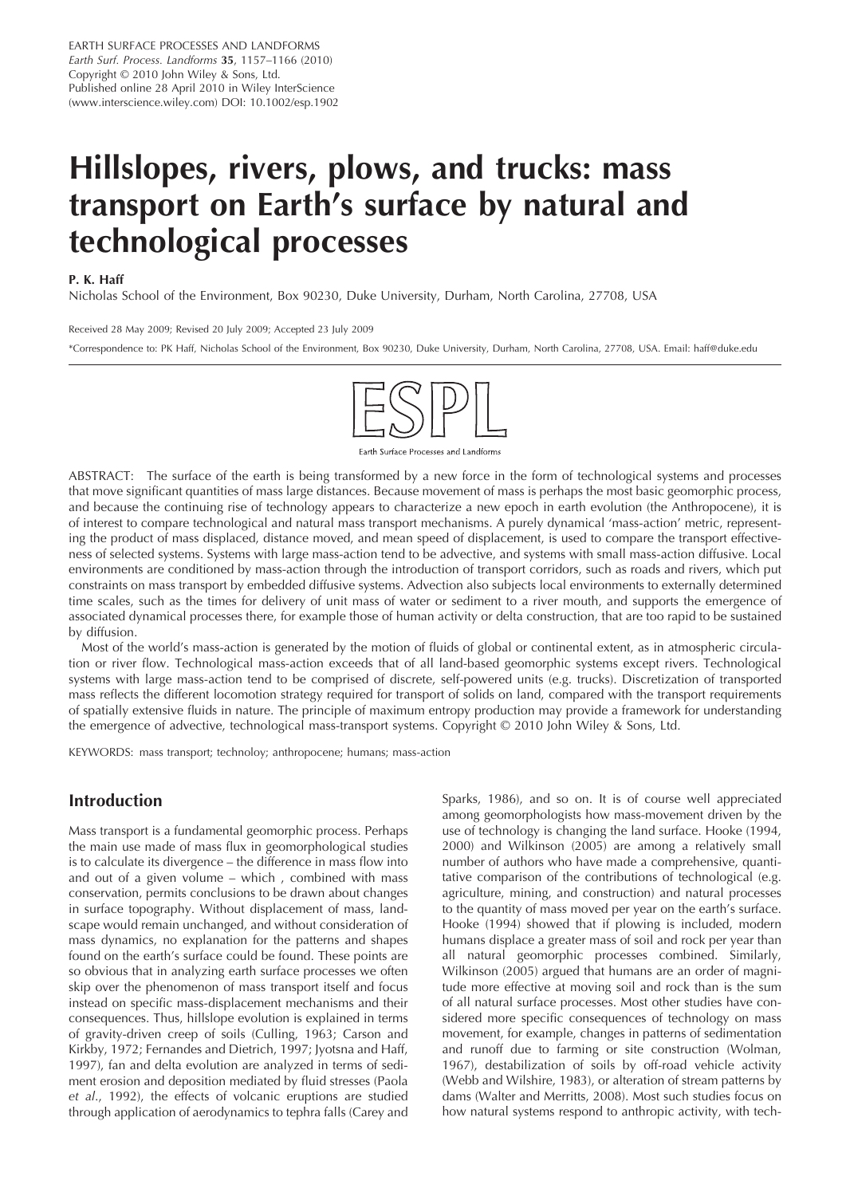# Hillslopes, rivers, plows, and trucks: mass transport on Earth's surface by natural and technological processes

**P. K. Haff**

Nicholas School of the Environment, Box 90230, Duke University, Durham, North Carolina, 27708, USA

Received 28 May 2009; Revised 20 July 2009; Accepted 23 July 2009

*Correspondence to: PK Haff, Nicholas School of the Environment, Box 90230, Duke University, Durham, North Carolina, 27708, USA. Email: haff@duke.edu

ABSTRACT: The surface of the earth is being transformed by a new force in the form of technological systems and processes that move significant quantities of mass large distances. Because movement of mass is perhaps the most basic geomorphic process, and because the continuing rise of technology appears to characterize a new epoch in earth evolution (the Anthropocene), it is of interest to compare technological and natural mass transport mechanisms. A purely dynamical 'mass-action' metric, representing the product of mass displaced, distance moved, and mean speed of displacement, is used to compare the transport effectiveness of selected systems. Systems with large mass-action tend to be advective, and systems with small mass-action diffusive. Local environments are conditioned by mass-action through the introduction of transport corridors, such as roads and rivers, which put constraints on mass transport by embedded diffusive systems. Advection also subjects local environments to externally determined time scales, such as the times for delivery of unit mass of water or sediment to a river mouth, and supports the emergence of associated dynamical processes there, for example those of human activity or delta construction, that are too rapid to be sustained by diffusion.

Most of the world's mass-action is generated by the motion of fluids of global or continental extent, as in atmospheric circulation or river flow. Technological mass-action exceeds that of all land-based geomorphic systems except rivers. Technological systems with large mass-action tend to be comprised of discrete, self-powered units (e.g. trucks). Discretization of transported mass reflects the different locomotion strategy required for transport of solids on land, compared with the transport requirements of spatially extensive fluids in nature. The principle of maximum entropy production may provide a framework for understanding the emergence of advective, technological mass-transport systems. Copyright © 2010 John Wiley & Sons, Ltd.

KEYWORDS: mass transport; technoloy; anthropocene; humans; mass-action

## Introduction

Mass transport is a fundamental geomorphic process. Perhaps the main use made of mass flux in geomorphological studies is to calculate its divergence – the difference in mass flow into and out of a given volume – which , combined with mass conservation, permits conclusions to be drawn about changes in surface topography. Without displacement of mass, landscape would remain unchanged, and without consideration of mass dynamics, no explanation for the patterns and shapes found on the earth's surface could be found. These points are so obvious that in analyzing earth surface processes we often skip over the phenomenon of mass transport itself and focus instead on specific mass-displacement mechanisms and their consequences. Thus, hillslope evolution is explained in terms of gravity-driven creep of soils (Culling, 1963; Carson and Kirkby, 1972; Fernandes and Dietrich, 1997; Jyotsna and Haff, 1997), fan and delta evolution are analyzed in terms of sediment erosion and deposition mediated by fluid stresses (Paola *et al*., 1992), the effects of volcanic eruptions are studied through application of aerodynamics to tephra falls (Carey and Sparks, 1986), and so on. It is of course well appreciated among geomorphologists how mass-movement driven by the use of technology is changing the land surface. Hooke (1994, 2000) and Wilkinson (2005) are among a relatively small number of authors who have made a comprehensive, quantitative comparison of the contributions of technological (e.g. agriculture, mining, and construction) and natural processes to the quantity of mass moved per year on the earth's surface. Hooke (1994) showed that if plowing is included, modern humans displace a greater mass of soil and rock per year than all natural geomorphic processes combined. Similarly, Wilkinson (2005) argued that humans are an order of magnitude more effective at moving soil and rock than is the sum of all natural surface processes. Most other studies have considered more specific consequences of technology on mass movement, for example, changes in patterns of sedimentation and runoff due to farming or site construction (Wolman, 1967), destabilization of soils by off-road vehicle activity (Webb and Wilshire, 1983), or alteration of stream patterns by dams (Walter and Merritts, 2008). Most such studies focus on how natural systems respond to anthropic activity, with tech-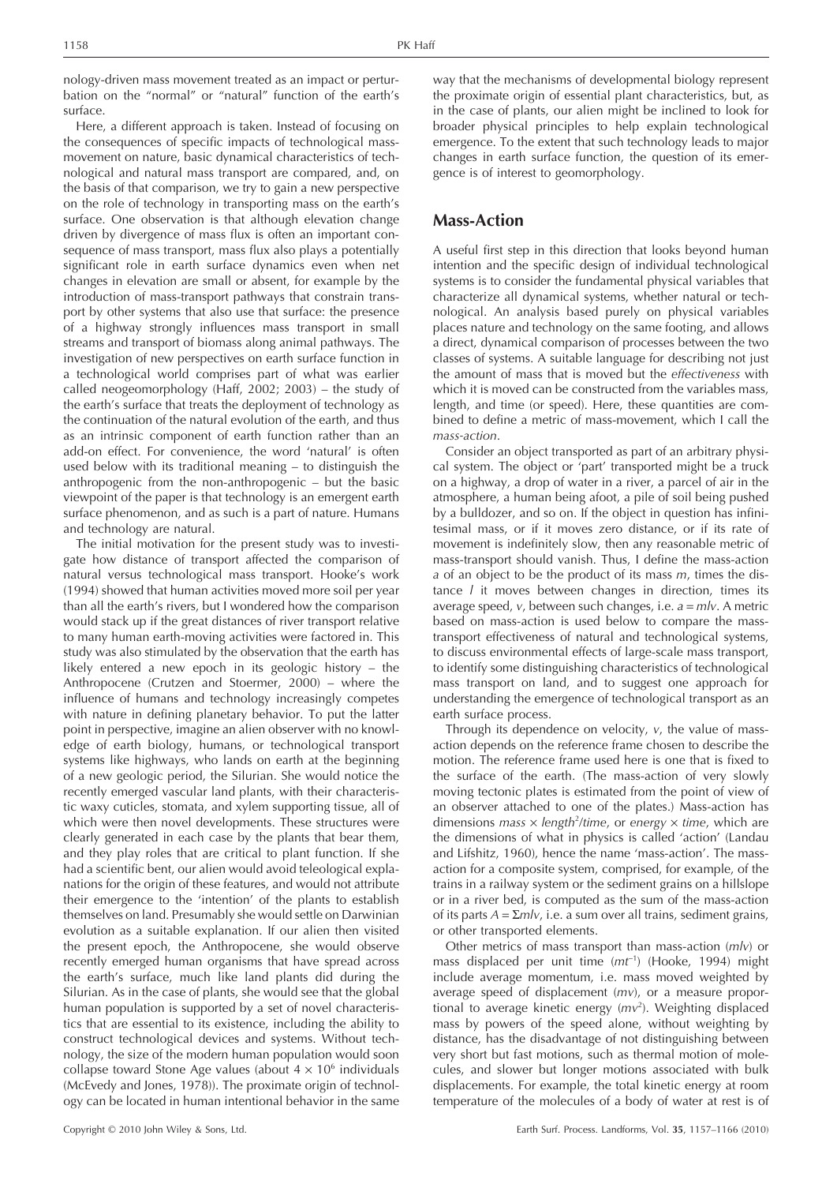nology-driven mass movement treated as an impact or perturbation on the "normal" or "natural" function of the earth's surface.

Here, a different approach is taken. Instead of focusing on the consequences of specific impacts of technological mass-movement on nature, basic dynamical characteristics of technological and natural mass transport are compared, and, on the basis of that comparison, we try to gain a new perspective on the role of technology in transporting mass on the earth's surface. One observation is that although elevation change driven by divergence of mass flux is often an important consequence of mass transport, mass flux also plays a potentially significant role in earth surface dynamics even when net changes in elevation are small or absent, for example by the introduction of mass-transport pathways that constrain transport by other systems that also use that surface: the presence of a highway strongly influences mass transport in small streams and transport of biomass along animal pathways. The investigation of new perspectives on earth surface function in a technological world comprises part of what was earlier called neogeomorphology (Haff, 2002; 2003) – the study of the earth's surface that treats the deployment of technology as the continuation of the natural evolution of the earth, and thus as an intrinsic component of earth function rather than an add-on effect. For convenience, the word 'natural' is often used below with its traditional meaning – to distinguish the anthropogenic from the non-anthropogenic – but the basic viewpoint of the paper is that technology is an emergent earth surface phenomenon, and as such is a part of nature. Humans and technology are natural.

The initial motivation for the present study was to investigate how distance of transport affected the comparison of natural versus technological mass transport. Hooke's work (1994) showed that human activities moved more soil per year than all the earth's rivers, but I wondered how the comparison would stack up if the great distances of river transport relative to many human earth-moving activities were factored in. This study was also stimulated by the observation that the earth has likely entered a new epoch in its geologic history – the Anthropocene (Crutzen and Stoermer, 2000) – where the influence of humans and technology increasingly competes with nature in defining planetary behavior. To put the latter point in perspective, imagine an alien observer with no knowledge of earth biology, humans, or technological transport systems like highways, who lands on earth at the beginning of a new geologic period, the Silurian. She would notice the recently emerged vascular land plants, with their characteristic waxy cuticles, stomata, and xylem supporting tissue, all of which were then novel developments. These structures were clearly generated in each case by the plants that bear them, and they play roles that are critical to plant function. If she had a scientific bent, our alien would avoid teleological explanations for the origin of these features, and would not attribute their emergence to the 'intention' of the plants to establish themselves on land. Presumably she would settle on Darwinian evolution as a suitable explanation. If our alien then visited the present epoch, the Anthropocene, she would observe recently emerged human organisms that have spread across the earth's surface, much like land plants did during the Silurian. As in the case of plants, she would see that the global human population is supported by a set of novel characteristics that are essential to its existence, including the ability to construct technological devices and systems. Without technology, the size of the modern human population would soon collapse toward Stone Age values (about $4 \times 10^6$ individuals (McEvedy and Jones, 1978)). The proximate origin of technology can be located in human intentional behavior in the same way that the mechanisms of developmental biology represent the proximate origin of essential plant characteristics, but, as in the case of plants, our alien might be inclined to look for broader physical principles to help explain technological emergence. To the extent that such technology leads to major changes in earth surface function, the question of its emergence is of interest to geomorphology.

## Mass-Action

A useful first step in this direction that looks beyond human intention and the specific design of individual technological systems is to consider the fundamental physical variables that characterize all dynamical systems, whether natural or technological. An analysis based purely on physical variables places nature and technology on the same footing, and allows a direct, dynamical comparison of processes between the two classes of systems. A suitable language for describing not just the amount of mass that is moved but the *effectiveness* with which it is moved can be constructed from the variables mass, length, and time (or speed). Here, these quantities are combined to define a metric of mass-movement, which I call the *mass-action*.

Consider an object transported as part of an arbitrary physical system. The object or 'part' transported might be a truck on a highway, a drop of water in a river, a parcel of air in the atmosphere, a human being afoot, a pile of soil being pushed by a bulldozer, and so on. If the object in question has infinitesimal mass, or if it moves zero distance, or if its rate of movement is indefinitely slow, then any reasonable metric of mass-transport should vanish. Thus, I define the mass-action $a$ of an object to be the product of its mass $m$, times the distance $l$ it moves between changes in direction, times its average speed, $v$, between such changes, i.e. $a = mlv$. A metric based on mass-action is used below to compare the mass-transport effectiveness of natural and technological systems, to discuss environmental effects of large-scale mass transport, to identify some distinguishing characteristics of technological mass transport on land, and to suggest one approach for understanding the emergence of technological transport as an earth surface process.

Through its dependence on velocity, $v$, the value of mass-action depends on the reference frame chosen to describe the motion. The reference frame used here is one that is fixed to the surface of the earth. (The mass-action of very slowly moving tectonic plates is estimated from the point of view of an observer attached to one of the plates.) Mass-action has dimensions *mass* × *length*$^2$/*time*, or *energy* × *time*, which are the dimensions of what in physics is called 'action' (Landau and Lifshitz, 1960), hence the name 'mass-action'. The mass-action for a composite system, comprised, for example, of the trains in a railway system or the sediment grains on a hillslope or in a river bed, is computed as the sum of the mass-action of its parts $A = \Sigma mlv$, i.e. a sum over all trains, sediment grains, or other transported elements.

Other metrics of mass transport than mass-action ($mlv$) or mass displaced per unit time ($mt^{-1}$) (Hooke, 1994) might include average momentum, i.e. mass moved weighted by average speed of displacement ($mv$), or a measure proportional to average kinetic energy ($mv^2$). Weighting displaced mass by powers of the speed alone, without weighting by distance, has the disadvantage of not distinguishing between very short but fast motions, such as thermal motion of molecules, and slower but longer motions associated with bulk displacements. For example, the total kinetic energy at room temperature of the molecules of a body of water at rest is of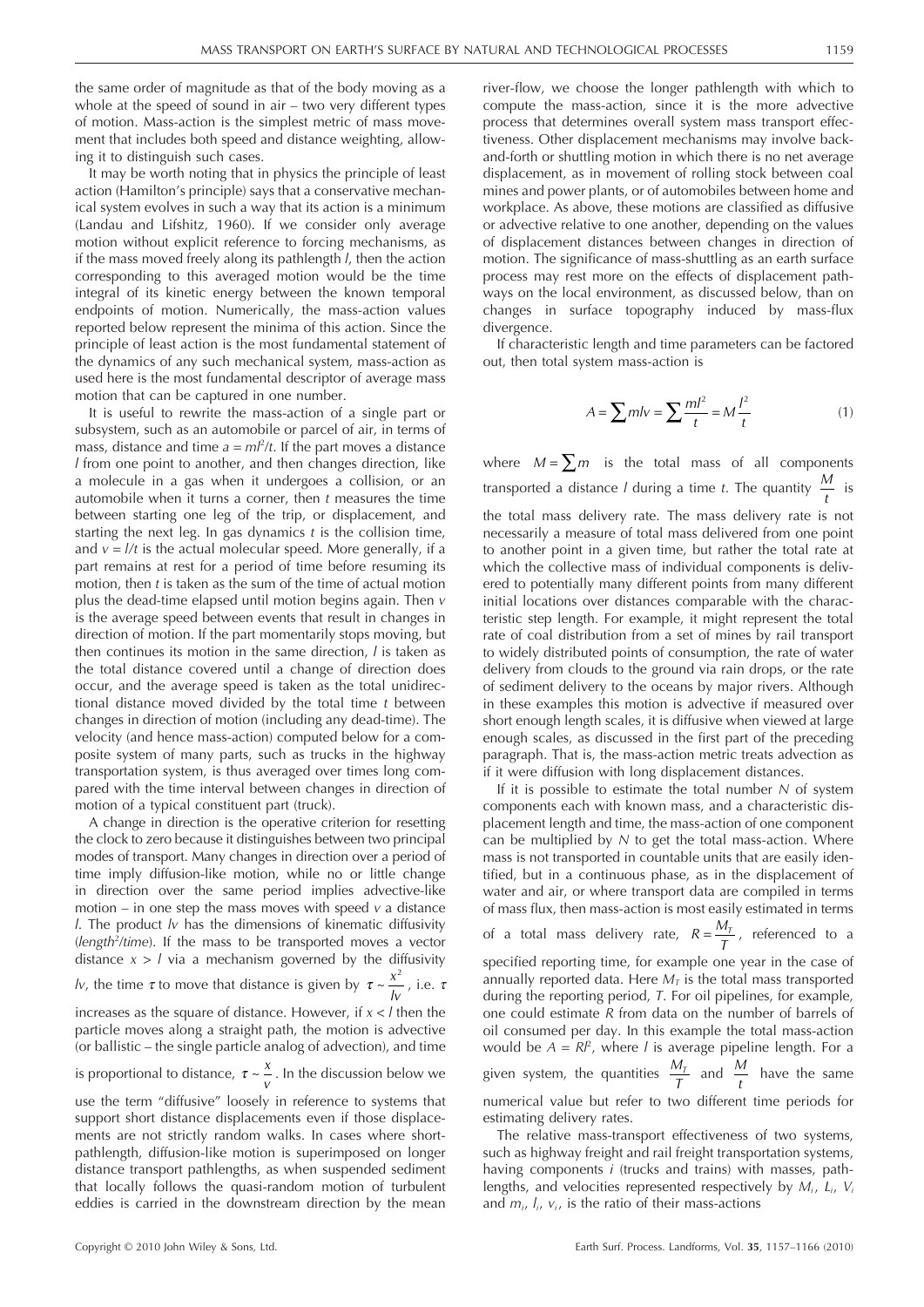the same order of magnitude as that of the body moving as a whole at the speed of sound in air – two very different types of motion. Mass-action is the simplest metric of mass movement that includes both speed and distance weighting, allowing it to distinguish such cases.

It may be worth noting that in physics the principle of least action (Hamilton's principle) says that a conservative mechanical system evolves in such a way that its action is a minimum (Landau and Lifshitz, 1960). If we consider only average motion without explicit reference to forcing mechanisms, as if the mass moved freely along its pathlength $l$, then the action corresponding to this averaged motion would be the time integral of its kinetic energy between the known temporal endpoints of motion. Numerically, the mass-action values reported below represent the minima of this action. Since the principle of least action is the most fundamental statement of the dynamics of any such mechanical system, mass-action as used here is the most fundamental descriptor of average mass motion that can be captured in one number.

It is useful to rewrite the mass-action of a single part or subsystem, such as an automobile or parcel of air, in terms of mass, distance and time $a = ml^2/t$. If the part moves a distance $l$ from one point to another, and then changes direction, like a molecule in a gas when it undergoes a collision, or an automobile when it turns a corner, then $t$ measures the time between starting one leg of the trip, or displacement, and starting the next leg. In gas dynamics $t$ is the collision time, and $v = l/t$ is the actual molecular speed. More generally, if a part remains at rest for a period of time before resuming its motion, then $t$ is taken as the sum of the time of actual motion plus the dead-time elapsed until motion begins again. Then $v$ is the average speed between events that result in changes in direction of motion. If the part momentarily stops moving, but then continues its motion in the same direction, $l$ is taken as the total distance covered until a change of direction does occur, and the average speed is taken as the total unidirectional distance moved divided by the total time $t$ between changes in direction of motion (including any dead-time). The velocity (and hence mass-action) computed below for a composite system of many parts, such as trucks in the highway transportation system, is thus averaged over times long compared with the time interval between changes in direction of motion of a typical constituent part (truck).

A change in direction is the operative criterion for resetting the clock to zero because it distinguishes between two principal modes of transport. Many changes in direction over a period of time imply diffusion-like motion, while no or little change in direction over the same period implies advective-like motion – in one step the mass moves with speed $v$ a distance $l$. The product $lv$ has the dimensions of kinematic diffusivity (*length*$^2$/*time*). If the mass to be transported moves a vector distance $x > l$ via a mechanism governed by the diffusivity $lv$, the time $\tau$ to move that distance is given by $\tau \sim \frac{x^2}{lv}$, i.e. $\tau$ increases as the square of distance. However, if $x < l$ then the particle moves along a straight path, the motion is advective (or ballistic – the single particle analog of advection), and time is proportional to distance, $\tau \sim \frac{x}{v}$. In the discussion below we use the term "diffusive" loosely in reference to systems that support short distance displacements even if those displacements are not strictly random walks. In cases where short-pathlength, diffusion-like motion is superimposed on longer distance transport pathlengths, as when suspended sediment that locally follows the quasi-random motion of turbulent eddies is carried in the downstream direction by the mean river-flow, we choose the longer pathlength with which to compute the mass-action, since it is the more advective process that determines overall system mass transport effectiveness. Other displacement mechanisms may involve back-and-forth or shuttling motion in which there is no net average displacement, as in movement of rolling stock between coal mines and power plants, or of automobiles between home and workplace. As above, these motions are classified as diffusive or advective relative to one another, depending on the values of displacement distances between changes in direction of motion. The significance of mass-shuttling as an earth surface process may rest more on the effects of displacement pathways on the local environment, as discussed below, than on changes in surface topography induced by mass-flux divergence.

If characteristic length and time parameters can be factored out, then total system mass-action is

$$A = \sum mlv = \sum \frac{ml^2}{t} = M\frac{l^2}{t} \tag{1}$$

where $M = \sum m$ is the total mass of all components transported a distance $l$ during a time $t$. The quantity $\frac{M}{t}$ is the total mass delivery rate. The mass delivery rate is not necessarily a measure of total mass delivered from one point to another point in a given time, but rather the total rate at which the collective mass of individual components is delivered to potentially many different points from many different initial locations over distances comparable with the characteristic step length. For example, it might represent the total rate of coal distribution from a set of mines by rail transport to widely distributed points of consumption, the rate of water delivery from clouds to the ground via rain drops, or the rate of sediment delivery to the oceans by major rivers. Although in these examples this motion is advective if measured over short enough length scales, it is diffusive when viewed at large enough scales, as discussed in the first part of the preceding paragraph. That is, the mass-action metric treats advection as if it were diffusion with long displacement distances.

If it is possible to estimate the total number $N$ of system components each with known mass, and a characteristic displacement length and time, the mass-action of one component can be multiplied by $N$ to get the total mass-action. Where mass is not transported in countable units that are easily identified, but in a continuous phase, as in the displacement of water and air, or where transport data are compiled in terms of mass flux, then mass-action is most easily estimated in terms of a total mass delivery rate, $R = \frac{M_T}{T}$, referenced to a specified reporting time, for example one year in the case of annually reported data. Here $M_T$ is the total mass transported during the reporting period, $T$. For oil pipelines, for example, one could estimate $R$ from data on the number of barrels of oil consumed per day. In this example the total mass-action would be $A = Rl^2$, where $l$ is average pipeline length. For a given system, the quantities $\frac{M_T}{T}$ and $\frac{M}{t}$ have the same numerical value but refer to two different time periods for estimating delivery rates.

The relative mass-transport effectiveness of two systems, such as highway freight and rail freight transportation systems, having components $i$ (trucks and trains) with masses, pathlengths, and velocities represented respectively by $M_i$, $L_i$, $V_i$ and $m_i$, $l_i$, $v_i$, is the ratio of their mass-actions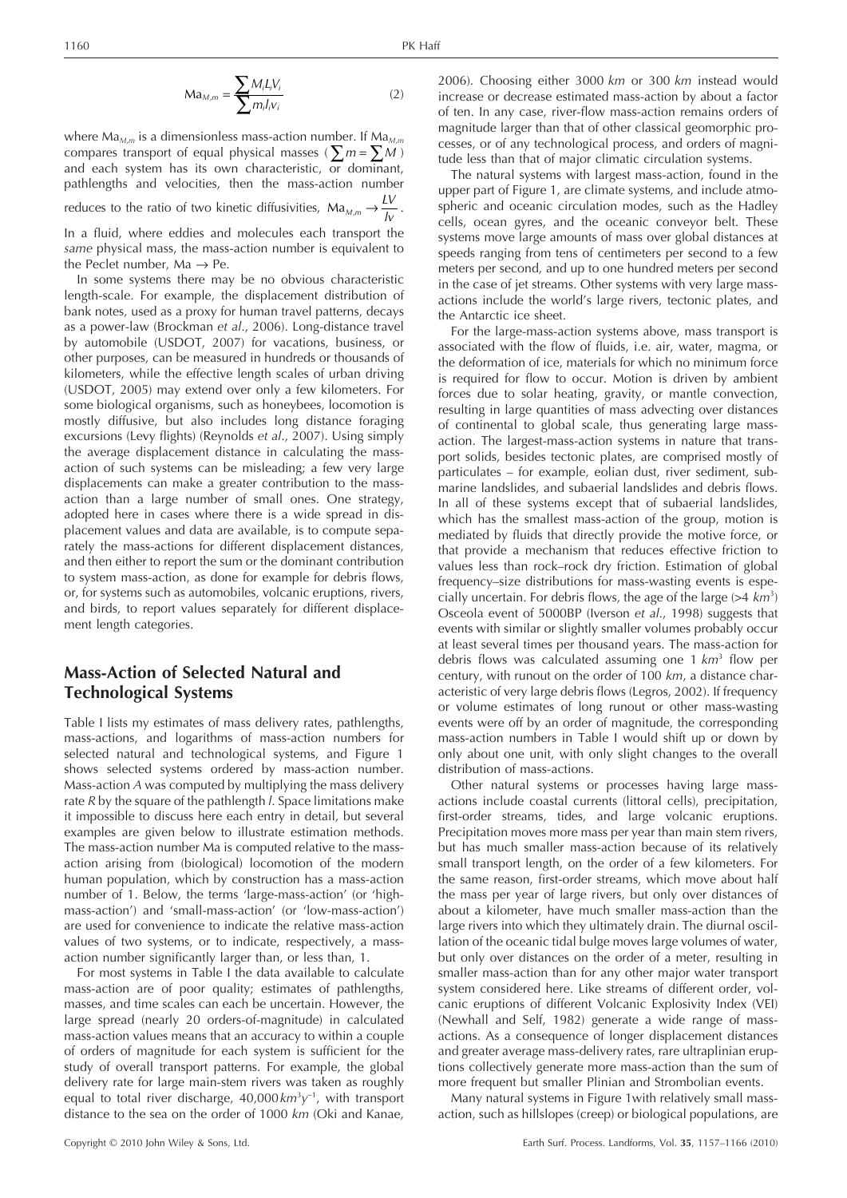$$\mathrm{Ma}_{M,m} = \frac{\sum M_i L_i V_i}{\sum m_i l_i v_i} \tag{2}$$

where $\mathrm{Ma}_{M,m}$ is a dimensionless mass-action number. If $\mathrm{Ma}_{M,m}$ compares transport of equal physical masses ($\sum m = \sum M$) and each system has its own characteristic, or dominant, pathlengths and velocities, then the mass-action number reduces to the ratio of two kinetic diffusivities, $\mathrm{Ma}_{M,m} \rightarrow \frac{LV}{lv}$. In a fluid, where eddies and molecules each transport the *same* physical mass, the mass-action number is equivalent to the Peclet number, $\mathrm{Ma} \rightarrow \mathrm{Pe}$.

In some systems there may be no obvious characteristic length-scale. For example, the displacement distribution of bank notes, used as a proxy for human travel patterns, decays as a power-law (Brockman *et al*., 2006). Long-distance travel by automobile (USDOT, 2007) for vacations, business, or other purposes, can be measured in hundreds or thousands of kilometers, while the effective length scales of urban driving (USDOT, 2005) may extend over only a few kilometers. For some biological organisms, such as honeybees, locomotion is mostly diffusive, but also includes long distance foraging excursions (Levy flights) (Reynolds *et al*., 2007). Using simply the average displacement distance in calculating the mass-action of such systems can be misleading; a few very large displacements can make a greater contribution to the mass-action than a large number of small ones. One strategy, adopted here in cases where there is a wide spread in displacement values and data are available, is to compute separately the mass-actions for different displacement distances, and then either to report the sum or the dominant contribution to system mass-action, as done for example for debris flows, or, for systems such as automobiles, volcanic eruptions, rivers, and birds, to report values separately for different displacement length categories.

## Mass-Action of Selected Natural and Technological Systems

Table I lists my estimates of mass delivery rates, pathlengths, mass-actions, and logarithms of mass-action numbers for selected natural and technological systems, and Figure 1 shows selected systems ordered by mass-action number. Mass-action $A$ was computed by multiplying the mass delivery rate $R$ by the square of the pathlength $l$. Space limitations make it impossible to discuss here each entry in detail, but several examples are given below to illustrate estimation methods. The mass-action number Ma is computed relative to the mass-action arising from (biological) locomotion of the modern human population, which by construction has a mass-action number of 1. Below, the terms 'large-mass-action' (or 'high-mass-action') and 'small-mass-action' (or 'low-mass-action') are used for convenience to indicate the relative mass-action values of two systems, or to indicate, respectively, a mass-action number significantly larger than, or less than, 1.

For most systems in Table I the data available to calculate mass-action are of poor quality; estimates of pathlengths, masses, and time scales can each be uncertain. However, the large spread (nearly 20 orders-of-magnitude) in calculated mass-action values means that an accuracy to within a couple of orders of magnitude for each system is sufficient for the study of overall transport patterns. For example, the global delivery rate for large main-stem rivers was taken as roughly equal to total river discharge, $40{,}000\,km^3 y^{-1}$, with transport distance to the sea on the order of 1000 *km* (Oki and Kanae, 2006). Choosing either 3000 *km* or 300 *km* instead would increase or decrease estimated mass-action by about a factor of ten. In any case, river-flow mass-action remains orders of magnitude larger than that of other classical geomorphic processes, or of any technological process, and orders of magnitude less than that of major climatic circulation systems.

The natural systems with largest mass-action, found in the upper part of Figure 1, are climate systems, and include atmospheric and oceanic circulation modes, such as the Hadley cells, ocean gyres, and the oceanic conveyor belt. These systems move large amounts of mass over global distances at speeds ranging from tens of centimeters per second to a few meters per second, and up to one hundred meters per second in the case of jet streams. Other systems with very large mass-actions include the world's large rivers, tectonic plates, and the Antarctic ice sheet.

For the large-mass-action systems above, mass transport is associated with the flow of fluids, i.e. air, water, magma, or the deformation of ice, materials for which no minimum force is required for flow to occur. Motion is driven by ambient forces due to solar heating, gravity, or mantle convection, resulting in large quantities of mass advecting over distances of continental to global scale, thus generating large mass-action. The largest-mass-action systems in nature that transport solids, besides tectonic plates, are comprised mostly of particulates – for example, eolian dust, river sediment, submarine landslides, and subaerial landslides and debris flows. In all of these systems except that of subaerial landslides, which has the smallest mass-action of the group, motion is mediated by fluids that directly provide the motive force, or that provide a mechanism that reduces effective friction to values less than rock–rock dry friction. Estimation of global frequency–size distributions for mass-wasting events is especially uncertain. For debris flows, the age of the large (>4 $km^3$) Osceola event of 5000BP (Iverson *et al*., 1998) suggests that events with similar or slightly smaller volumes probably occur at least several times per thousand years. The mass-action for debris flows was calculated assuming one 1 $km^3$ flow per century, with runout on the order of 100 *km*, a distance characteristic of very large debris flows (Legros, 2002). If frequency or volume estimates of long runout or other mass-wasting events were off by an order of magnitude, the corresponding mass-action numbers in Table I would shift up or down by only about one unit, with only slight changes to the overall distribution of mass-actions.

Other natural systems or processes having large mass-actions include coastal currents (littoral cells), precipitation, first-order streams, tides, and large volcanic eruptions. Precipitation moves more mass per year than main stem rivers, but has much smaller mass-action because of its relatively small transport length, on the order of a few kilometers. For the same reason, first-order streams, which move about half the mass per year of large rivers, but only over distances of about a kilometer, have much smaller mass-action than the large rivers into which they ultimately drain. The diurnal oscillation of the oceanic tidal bulge moves large volumes of water, but only over distances on the order of a meter, resulting in smaller mass-action than for any other major water transport system considered here. Like streams of different order, volcanic eruptions of different Volcanic Explosivity Index (VEI) (Newhall and Self, 1982) generate a wide range of mass-actions. As a consequence of longer displacement distances and greater average mass-delivery rates, rare ultraplinian eruptions collectively generate more mass-action than the sum of more frequent but smaller Plinian and Strombolian events.

Many natural systems in Figure 1with relatively small mass-action, such as hillslopes (creep) or biological populations, are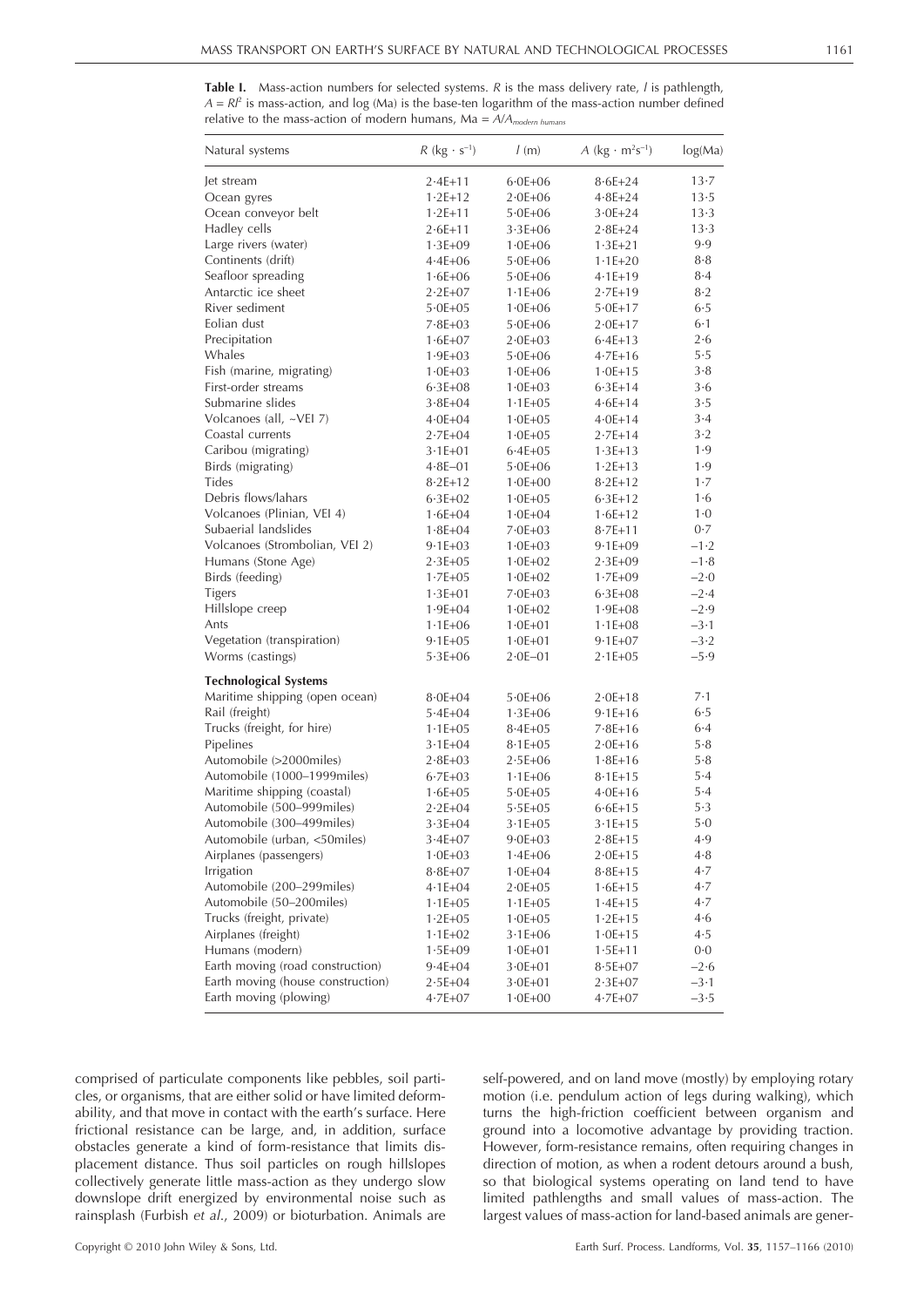**Table I.** Mass-action numbers for selected systems. $R$ is the mass delivery rate, $l$ is pathlength, $A = Rl^2$ is mass-action, and log (Ma) is the base-ten logarithm of the mass-action number defined relative to the mass-action of modern humans, Ma = $A/A_{modern\ humans}$

| Natural systems | $R$ (kg · s$^{-1}$) | $l$ (m) | $A$ (kg · m$^2$s$^{-1}$) | log(Ma) |
|---|---|---|---|---|
| Jet stream | 2·4E+11 | 6·0E+06 | 8·6E+24 | 13·7 |
| Ocean gyres | 1·2E+12 | 2·0E+06 | 4·8E+24 | 13·5 |
| Ocean conveyor belt | 1·2E+11 | 5·0E+06 | 3·0E+24 | 13·3 |
| Hadley cells | 2·6E+11 | 3·3E+06 | 2·8E+24 | 13·3 |
| Large rivers (water) | 1·3E+09 | 1·0E+06 | 1·3E+21 | 9·9 |
| Continents (drift) | 4·4E+06 | 5·0E+06 | 1·1E+20 | 8·8 |
| Seafloor spreading | 1·6E+06 | 5·0E+06 | 4·1E+19 | 8·4 |
| Antarctic ice sheet | 2·2E+07 | 1·1E+06 | 2·7E+19 | 8·2 |
| River sediment | 5·0E+05 | 1·0E+06 | 5·0E+17 | 6·5 |
| Eolian dust | 7·8E+03 | 5·0E+06 | 2·0E+17 | 6·1 |
| Precipitation | 1·6E+07 | 2·0E+03 | 6·4E+13 | 2·6 |
| Whales | 1·9E+03 | 5·0E+06 | 4·7E+16 | 5·5 |
| Fish (marine, migrating) | 1·0E+03 | 1·0E+06 | 1·0E+15 | 3·8 |
| First-order streams | 6·3E+08 | 1·0E+03 | 6·3E+14 | 3·6 |
| Submarine slides | 3·8E+04 | 1·1E+05 | 4·6E+14 | 3·5 |
| Volcanoes (all, ~VEI 7) | 4·0E+04 | 1·0E+05 | 4·0E+14 | 3·4 |
| Coastal currents | 2·7E+04 | 1·0E+05 | 2·7E+14 | 3·2 |
| Caribou (migrating) | 3·1E+01 | 6·4E+05 | 1·3E+13 | 1·9 |
| Birds (migrating) | 4·8E–01 | 5·0E+06 | 1·2E+13 | 1·9 |
| Tides | 8·2E+12 | 1·0E+00 | 8·2E+12 | 1·7 |
| Debris flows/lahars | 6·3E+02 | 1·0E+05 | 6·3E+12 | 1·6 |
| Volcanoes (Plinian, VEI 4) | 1·6E+04 | 1·0E+04 | 1·6E+12 | 1·0 |
| Subaerial landslides | 1·8E+04 | 7·0E+03 | 8·7E+11 | 0·7 |
| Volcanoes (Strombolian, VEI 2) | 9·1E+03 | 1·0E+03 | 9·1E+09 | –1·2 |
| Humans (Stone Age) | 2·3E+05 | 1·0E+02 | 2·3E+09 | –1·8 |
| Birds (feeding) | 1·7E+05 | 1·0E+02 | 1·7E+09 | –2·0 |
| Tigers | 1·3E+01 | 7·0E+03 | 6·3E+08 | –2·4 |
| Hillslope creep | 1·9E+04 | 1·0E+02 | 1·9E+08 | –2·9 |
| Ants | 1·1E+06 | 1·0E+01 | 1·1E+08 | –3·1 |
| Vegetation (transpiration) | 9·1E+05 | 1·0E+01 | 9·1E+07 | –3·2 |
| Worms (castings) | 5·3E+06 | 2·0E–01 | 2·1E+05 | –5·9 |
| **Technological Systems** | | | | |
| Maritime shipping (open ocean) | 8·0E+04 | 5·0E+06 | 2·0E+18 | 7·1 |
| Rail (freight) | 5·4E+04 | 1·3E+06 | 9·1E+16 | 6·5 |
| Trucks (freight, for hire) | 1·1E+05 | 8·4E+05 | 7·8E+16 | 6·4 |
| Pipelines | 3·1E+04 | 8·1E+05 | 2·0E+16 | 5·8 |
| Automobile (>2000miles) | 2·8E+03 | 2·5E+06 | 1·8E+16 | 5·8 |
| Automobile (1000–1999miles) | 6·7E+03 | 1·1E+06 | 8·1E+15 | 5·4 |
| Maritime shipping (coastal) | 1·6E+05 | 5·0E+05 | 4·0E+16 | 5·4 |
| Automobile (500–999miles) | 2·2E+04 | 5·5E+05 | 6·6E+15 | 5·3 |
| Automobile (300–499miles) | 3·3E+04 | 3·1E+05 | 3·1E+15 | 5·0 |
| Automobile (urban, <50miles) | 3·4E+07 | 9·0E+03 | 2·8E+15 | 4·9 |
| Airplanes (passengers) | 1·0E+03 | 1·4E+06 | 2·0E+15 | 4·8 |
| Irrigation | 8·8E+07 | 1·0E+04 | 8·8E+15 | 4·7 |
| Automobile (200–299miles) | 4·1E+04 | 2·0E+05 | 1·6E+15 | 4·7 |
| Automobile (50–200miles) | 1·1E+05 | 1·1E+05 | 1·4E+15 | 4·7 |
| Trucks (freight, private) | 1·2E+05 | 1·0E+05 | 1·2E+15 | 4·6 |
| Airplanes (freight) | 1·1E+02 | 3·1E+06 | 1·0E+15 | 4·5 |
| Humans (modern) | 1·5E+09 | 1·0E+01 | 1·5E+11 | 0·0 |
| Earth moving (road construction) | 9·4E+04 | 3·0E+01 | 8·5E+07 | –2·6 |
| Earth moving (house construction) | 2·5E+04 | 3·0E+01 | 2·3E+07 | –3·1 |
| Earth moving (plowing) | 4·7E+07 | 1·0E+00 | 4·7E+07 | –3·5 |

comprised of particulate components like pebbles, soil particles, or organisms, that are either solid or have limited deformability, and that move in contact with the earth's surface. Here frictional resistance can be large, and, in addition, surface obstacles generate a kind of form-resistance that limits displacement distance. Thus soil particles on rough hillslopes collectively generate little mass-action as they undergo slow downslope drift energized by environmental noise such as rainsplash (Furbish *et al.*, 2009) or bioturbation. Animals are self-powered, and on land move (mostly) by employing rotary motion (i.e. pendulum action of legs during walking), which turns the high-friction coefficient between organism and ground into a locomotive advantage by providing traction. However, form-resistance remains, often requiring changes in direction of motion, as when a rodent detours around a bush, so that biological systems operating on land tend to have limited pathlengths and small values of mass-action. The largest values of mass-action for land-based animals are gener-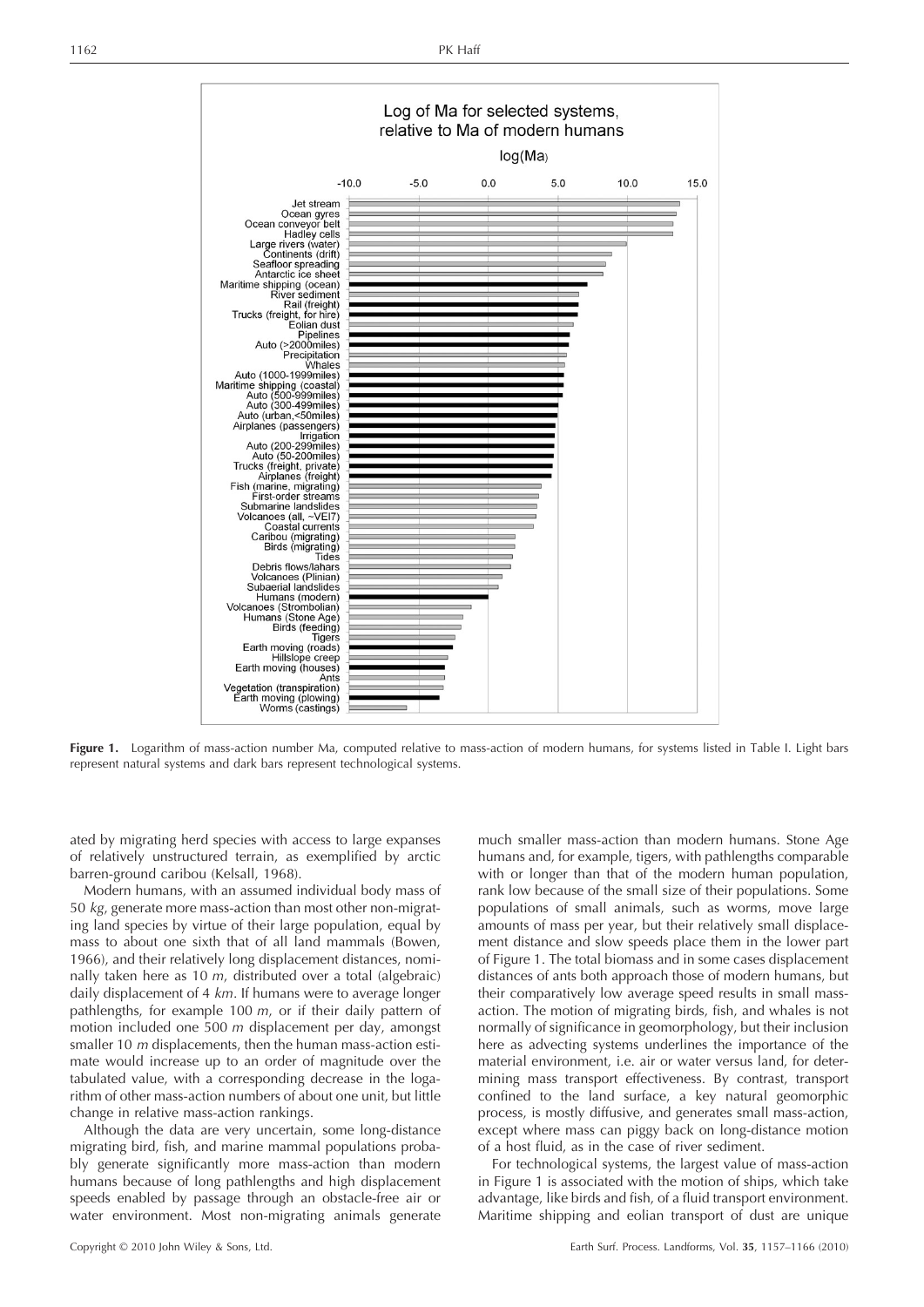Log of Ma for selected systems, relative to Ma of modern humans

log(Ma)

| System | log(Ma) |
|---|---|
| Jet stream | |
| Ocean gyres | |
| Ocean conveyor belt | |
| Hadley cells | |
| Large rivers (water) | |
| Continents (drift) | |
| Seafloor spreading | |
| Antarctic ice sheet | |
| Maritime shipping (ocean) | |
| River sediment | |
| Rail (freight) | |
| Trucks (freight, for hire) | |
| Eolian dust | |
| Pipelines | |
| Auto (>2000miles) | |
| Precipitation | |
| Whales | |
| Auto (1000-1999miles) | |
| Maritime shipping (coastal) | |
| Auto (500-999miles) | |
| Auto (300-499miles) | |
| Auto (urban,<50miles) | |
| Airplanes (passengers) | |
| Irrigation | |
| Auto (200-299miles) | |
| Auto (50-200miles) | |
| Trucks (freight, private) | |
| Airplanes (freight) | |
| Fish (marine, migrating) | |
| First-order streams | |
| Submarine landslides | |
| Volcanoes (all, ~VEI7) | |
| Coastal currents | |
| Caribou (migrating) | |
| Birds (migrating) | |
| Tides | |
| Debris flows/lahars | |
| Volcanoes (Plinian) | |
| Subaerial landslides | |
| Humans (modern) | |
| Volcanoes (Strombolian) | |
| Humans (Stone Age) | |
| Birds (feeding) | |
| Tigers | |
| Earth moving (roads) | |
| Hillslope creep | |
| Earth moving (houses) | |
| Ants | |
| Vegetation (transpiration) | |
| Earth moving (plowing) | |
| Worms (castings) | |

**Figure 1.** Logarithm of mass-action number Ma, computed relative to mass-action of modern humans, for systems listed in Table I. Light bars represent natural systems and dark bars represent technological systems.

ated by migrating herd species with access to large expanses of relatively unstructured terrain, as exemplified by arctic barren-ground caribou (Kelsall, 1968).

Modern humans, with an assumed individual body mass of 50 *kg*, generate more mass-action than most other non-migrating land species by virtue of their large population, equal by mass to about one sixth that of all land mammals (Bowen, 1966), and their relatively long displacement distances, nominally taken here as 10 *m*, distributed over a total (algebraic) daily displacement of 4 *km*. If humans were to average longer pathlengths, for example 100 *m*, or if their daily pattern of motion included one 500 *m* displacement per day, amongst smaller 10 *m* displacements, then the human mass-action estimate would increase up to an order of magnitude over the tabulated value, with a corresponding decrease in the logarithm of other mass-action numbers of about one unit, but little change in relative mass-action rankings.

Although the data are very uncertain, some long-distance migrating bird, fish, and marine mammal populations probably generate significantly more mass-action than modern humans because of long pathlengths and high displacement speeds enabled by passage through an obstacle-free air or water environment. Most non-migrating animals generate much smaller mass-action than modern humans. Stone Age humans and, for example, tigers, with pathlengths comparable with or longer than that of the modern human population, rank low because of the small size of their populations. Some populations of small animals, such as worms, move large amounts of mass per year, but their relatively small displacement distance and slow speeds place them in the lower part of Figure 1. The total biomass and in some cases displacement distances of ants both approach those of modern humans, but their comparatively low average speed results in small mass-action. The motion of migrating birds, fish, and whales is not normally of significance in geomorphology, but their inclusion here as advecting systems underlines the importance of the material environment, i.e. air or water versus land, for determining mass transport effectiveness. By contrast, transport confined to the land surface, a key natural geomorphic process, is mostly diffusive, and generates small mass-action, except where mass can piggy back on long-distance motion of a host fluid, as in the case of river sediment.

For technological systems, the largest value of mass-action in Figure 1 is associated with the motion of ships, which take advantage, like birds and fish, of a fluid transport environment. Maritime shipping and eolian transport of dust are unique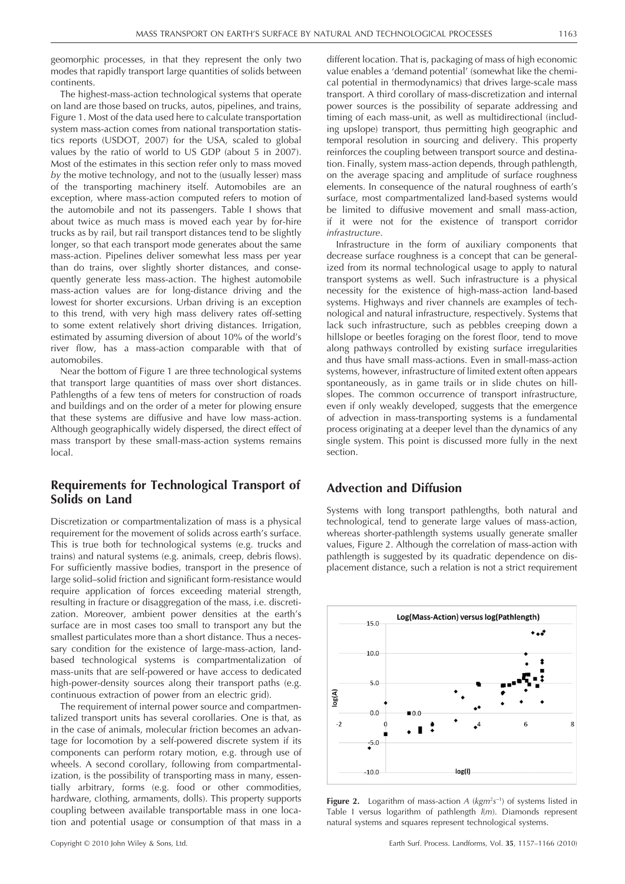geomorphic processes, in that they represent the only two modes that rapidly transport large quantities of solids between continents.

The highest-mass-action technological systems that operate on land are those based on trucks, autos, pipelines, and trains, Figure 1. Most of the data used here to calculate transportation system mass-action comes from national transportation statistics reports (USDOT, 2007) for the USA, scaled to global values by the ratio of world to US GDP (about 5 in 2007). Most of the estimates in this section refer only to mass moved *by* the motive technology, and not to the (usually lesser) mass of the transporting machinery itself. Automobiles are an exception, where mass-action computed refers to motion of the automobile and not its passengers. Table I shows that about twice as much mass is moved each year by for-hire trucks as by rail, but rail transport distances tend to be slightly longer, so that each transport mode generates about the same mass-action. Pipelines deliver somewhat less mass per year than do trains, over slightly shorter distances, and consequently generate less mass-action. The highest automobile mass-action values are for long-distance driving and the lowest for shorter excursions. Urban driving is an exception to this trend, with very high mass delivery rates off-setting to some extent relatively short driving distances. Irrigation, estimated by assuming diversion of about 10% of the world's river flow, has a mass-action comparable with that of automobiles.

Near the bottom of Figure 1 are three technological systems that transport large quantities of mass over short distances. Pathlengths of a few tens of meters for construction of roads and buildings and on the order of a meter for plowing ensure that these systems are diffusive and have low mass-action. Although geographically widely dispersed, the direct effect of mass transport by these small-mass-action systems remains local.

## Requirements for Technological Transport of Solids on Land

Discretization or compartmentalization of mass is a physical requirement for the movement of solids across earth's surface. This is true both for technological systems (e.g. trucks and trains) and natural systems (e.g. animals, creep, debris flows). For sufficiently massive bodies, transport in the presence of large solid–solid friction and significant form-resistance would require application of forces exceeding material strength, resulting in fracture or disaggregation of the mass, i.e. discretization. Moreover, ambient power densities at the earth's surface are in most cases too small to transport any but the smallest particulates more than a short distance. Thus a necessary condition for the existence of large-mass-action, land-based technological systems is compartmentalization of mass-units that are self-powered or have access to dedicated high-power-density sources along their transport paths (e.g. continuous extraction of power from an electric grid).

The requirement of internal power source and compartmentalized transport units has several corollaries. One is that, as in the case of animals, molecular friction becomes an advantage for locomotion by a self-powered discrete system if its components can perform rotary motion, e.g. through use of wheels. A second corollary, following from compartmentalization, is the possibility of transporting mass in many, essentially arbitrary, forms (e.g. food or other commodities, hardware, clothing, armaments, dolls). This property supports coupling between available transportable mass in one location and potential usage or consumption of that mass in a different location. That is, packaging of mass of high economic value enables a 'demand potential' (somewhat like the chemical potential in thermodynamics) that drives large-scale mass transport. A third corollary of mass-discretization and internal power sources is the possibility of separate addressing and timing of each mass-unit, as well as multidirectional (including upslope) transport, thus permitting high geographic and temporal resolution in sourcing and delivery. This property reinforces the coupling between transport source and destination. Finally, system mass-action depends, through pathlength, on the average spacing and amplitude of surface roughness elements. In consequence of the natural roughness of earth's surface, most compartmentalized land-based systems would be limited to diffusive movement and small mass-action, if it were not for the existence of transport corridor *infrastructure*.

Infrastructure in the form of auxiliary components that decrease surface roughness is a concept that can be generalized from its normal technological usage to apply to natural transport systems as well. Such infrastructure is a physical necessity for the existence of high-mass-action land-based systems. Highways and river channels are examples of technological and natural infrastructure, respectively. Systems that lack such infrastructure, such as pebbles creeping down a hillslope or beetles foraging on the forest floor, tend to move along pathways controlled by existing surface irregularities and thus have small mass-actions. Even in small-mass-action systems, however, infrastructure of limited extent often appears spontaneously, as in game trails or in slide chutes on hillslopes. The common occurrence of transport infrastructure, even if only weakly developed, suggests that the emergence of advection in mass-transporting systems is a fundamental process originating at a deeper level than the dynamics of any single system. This point is discussed more fully in the next section.

## Advection and Diffusion

Systems with long transport pathlengths, both natural and technological, tend to generate large values of mass-action, whereas shorter-pathlength systems usually generate smaller values, Figure 2. Although the correlation of mass-action with pathlength is suggested by its quadratic dependence on displacement distance, such a relation is not a strict requirement

Log(Mass-Action) versus log(Pathlength)

15.0
10.0
5.0
0.0
-5.0
-10.0
log(A)
-2
0
2
4
6
8
log(l)

**Figure 2.** Logarithm of mass-action $A$ ($kgm^2s^{-1}$) of systems listed in Table I versus logarithm of pathlength $l(m)$. Diamonds represent natural systems and squares represent technological systems.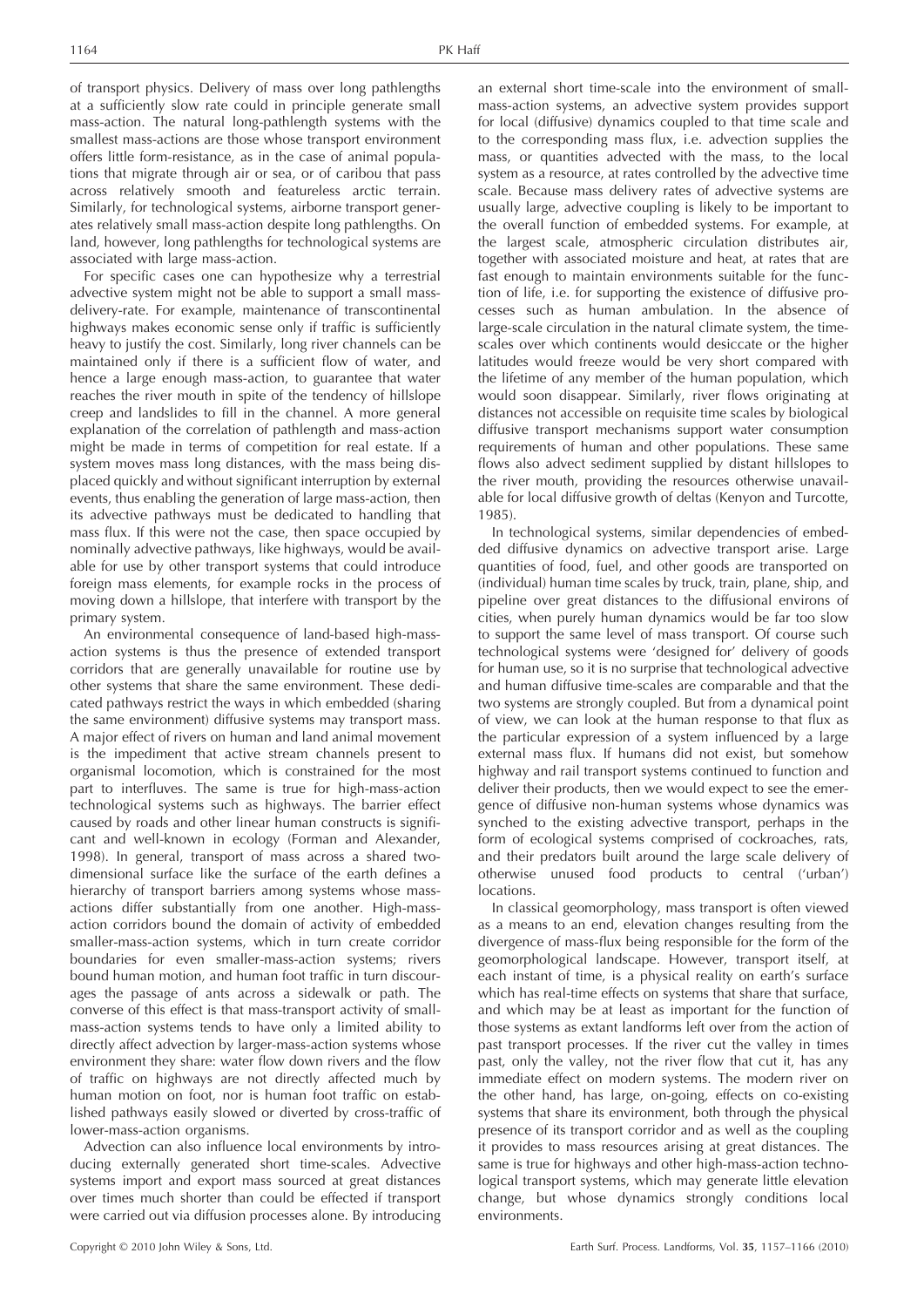of transport physics. Delivery of mass over long pathlengths at a sufficiently slow rate could in principle generate small mass-action. The natural long-pathlength systems with the smallest mass-actions are those whose transport environment offers little form-resistance, as in the case of animal populations that migrate through air or sea, or of caribou that pass across relatively smooth and featureless arctic terrain. Similarly, for technological systems, airborne transport generates relatively small mass-action despite long pathlengths. On land, however, long pathlengths for technological systems are associated with large mass-action.

For specific cases one can hypothesize why a terrestrial advective system might not be able to support a small mass-delivery-rate. For example, maintenance of transcontinental highways makes economic sense only if traffic is sufficiently heavy to justify the cost. Similarly, long river channels can be maintained only if there is a sufficient flow of water, and hence a large enough mass-action, to guarantee that water reaches the river mouth in spite of the tendency of hillslope creep and landslides to fill in the channel. A more general explanation of the correlation of pathlength and mass-action might be made in terms of competition for real estate. If a system moves mass long distances, with the mass being displaced quickly and without significant interruption by external events, thus enabling the generation of large mass-action, then its advective pathways must be dedicated to handling that mass flux. If this were not the case, then space occupied by nominally advective pathways, like highways, would be available for use by other transport systems that could introduce foreign mass elements, for example rocks in the process of moving down a hillslope, that interfere with transport by the primary system.

An environmental consequence of land-based high-mass-action systems is thus the presence of extended transport corridors that are generally unavailable for routine use by other systems that share the same environment. These dedicated pathways restrict the ways in which embedded (sharing the same environment) diffusive systems may transport mass. A major effect of rivers on human and land animal movement is the impediment that active stream channels present to organismal locomotion, which is constrained for the most part to interfluves. The same is true for high-mass-action technological systems such as highways. The barrier effect caused by roads and other linear human constructs is significant and well-known in ecology (Forman and Alexander, 1998). In general, transport of mass across a shared two-dimensional surface like the surface of the earth defines a hierarchy of transport barriers among systems whose mass-actions differ substantially from one another. High-mass-action corridors bound the domain of activity of embedded smaller-mass-action systems, which in turn create corridor boundaries for even smaller-mass-action systems; rivers bound human motion, and human foot traffic in turn discourages the passage of ants across a sidewalk or path. The converse of this effect is that mass-transport activity of small-mass-action systems tends to have only a limited ability to directly affect advection by larger-mass-action systems whose environment they share: water flow down rivers and the flow of traffic on highways are not directly affected much by human motion on foot, nor is human foot traffic on established pathways easily slowed or diverted by cross-traffic of lower-mass-action organisms.

Advection can also influence local environments by introducing externally generated short time-scales. Advective systems import and export mass sourced at great distances over times much shorter than could be effected if transport were carried out via diffusion processes alone. By introducing an external short time-scale into the environment of small-mass-action systems, an advective system provides support for local (diffusive) dynamics coupled to that time scale and to the corresponding mass flux, i.e. advection supplies the mass, or quantities advected with the mass, to the local system as a resource, at rates controlled by the advective time scale. Because mass delivery rates of advective systems are usually large, advective coupling is likely to be important to the overall function of embedded systems. For example, at the largest scale, atmospheric circulation distributes air, together with associated moisture and heat, at rates that are fast enough to maintain environments suitable for the function of life, i.e. for supporting the existence of diffusive processes such as human ambulation. In the absence of large-scale circulation in the natural climate system, the time-scales over which continents would desiccate or the higher latitudes would freeze would be very short compared with the lifetime of any member of the human population, which would soon disappear. Similarly, river flows originating at distances not accessible on requisite time scales by biological diffusive transport mechanisms support water consumption requirements of human and other populations. These same flows also advect sediment supplied by distant hillslopes to the river mouth, providing the resources otherwise unavailable for local diffusive growth of deltas (Kenyon and Turcotte, 1985).

In technological systems, similar dependencies of embedded diffusive dynamics on advective transport arise. Large quantities of food, fuel, and other goods are transported on (individual) human time scales by truck, train, plane, ship, and pipeline over great distances to the diffusional environs of cities, when purely human dynamics would be far too slow to support the same level of mass transport. Of course such technological systems were 'designed for' delivery of goods for human use, so it is no surprise that technological advective and human diffusive time-scales are comparable and that the two systems are strongly coupled. But from a dynamical point of view, we can look at the human response to that flux as the particular expression of a system influenced by a large external mass flux. If humans did not exist, but somehow highway and rail transport systems continued to function and deliver their products, then we would expect to see the emergence of diffusive non-human systems whose dynamics was synched to the existing advective transport, perhaps in the form of ecological systems comprised of cockroaches, rats, and their predators built around the large scale delivery of otherwise unused food products to central ('urban') locations.

In classical geomorphology, mass transport is often viewed as a means to an end, elevation changes resulting from the divergence of mass-flux being responsible for the form of the geomorphological landscape. However, transport itself, at each instant of time, is a physical reality on earth's surface which has real-time effects on systems that share that surface, and which may be at least as important for the function of those systems as extant landforms left over from the action of past transport processes. If the river cut the valley in times past, only the valley, not the river flow that cut it, has any immediate effect on modern systems. The modern river on the other hand, has large, on-going, effects on co-existing systems that share its environment, both through the physical presence of its transport corridor and as well as the coupling it provides to mass resources arising at great distances. The same is true for highways and other high-mass-action technological transport systems, which may generate little elevation change, but whose dynamics strongly conditions local environments.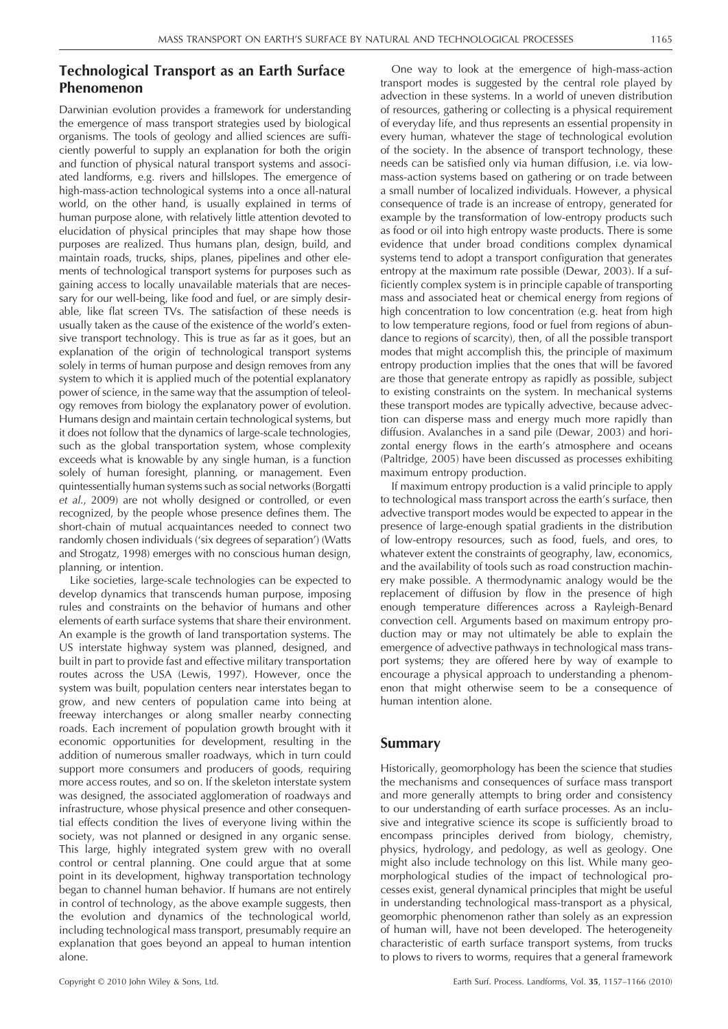## Technological Transport as an Earth Surface Phenomenon

Darwinian evolution provides a framework for understanding the emergence of mass transport strategies used by biological organisms. The tools of geology and allied sciences are sufficiently powerful to supply an explanation for both the origin and function of physical natural transport systems and associated landforms, e.g. rivers and hillslopes. The emergence of high-mass-action technological systems into a once all-natural world, on the other hand, is usually explained in terms of human purpose alone, with relatively little attention devoted to elucidation of physical principles that may shape how those purposes are realized. Thus humans plan, design, build, and maintain roads, trucks, ships, planes, pipelines and other elements of technological transport systems for purposes such as gaining access to locally unavailable materials that are necessary for our well-being, like food and fuel, or are simply desirable, like flat screen TVs. The satisfaction of these needs is usually taken as the cause of the existence of the world's extensive transport technology. This is true as far as it goes, but an explanation of the origin of technological transport systems solely in terms of human purpose and design removes from any system to which it is applied much of the potential explanatory power of science, in the same way that the assumption of teleology removes from biology the explanatory power of evolution. Humans design and maintain certain technological systems, but it does not follow that the dynamics of large-scale technologies, such as the global transportation system, whose complexity exceeds what is knowable by any single human, is a function solely of human foresight, planning, or management. Even quintessentially human systems such as social networks (Borgatti *et al.*, 2009) are not wholly designed or controlled, or even recognized, by the people whose presence defines them. The short-chain of mutual acquaintances needed to connect two randomly chosen individuals ('six degrees of separation') (Watts and Strogatz, 1998) emerges with no conscious human design, planning, or intention.

Like societies, large-scale technologies can be expected to develop dynamics that transcends human purpose, imposing rules and constraints on the behavior of humans and other elements of earth surface systems that share their environment. An example is the growth of land transportation systems. The US interstate highway system was planned, designed, and built in part to provide fast and effective military transportation routes across the USA (Lewis, 1997). However, once the system was built, population centers near interstates began to grow, and new centers of population came into being at freeway interchanges or along smaller nearby connecting roads. Each increment of population growth brought with it economic opportunities for development, resulting in the addition of numerous smaller roadways, which in turn could support more consumers and producers of goods, requiring more access routes, and so on. If the skeleton interstate system was designed, the associated agglomeration of roadways and infrastructure, whose physical presence and other consequential effects condition the lives of everyone living within the society, was not planned or designed in any organic sense. This large, highly integrated system grew with no overall control or central planning. One could argue that at some point in its development, highway transportation technology began to channel human behavior. If humans are not entirely in control of technology, as the above example suggests, then the evolution and dynamics of the technological world, including technological mass transport, presumably require an explanation that goes beyond an appeal to human intention alone.

One way to look at the emergence of high-mass-action transport modes is suggested by the central role played by advection in these systems. In a world of uneven distribution of resources, gathering or collecting is a physical requirement of everyday life, and thus represents an essential propensity in every human, whatever the stage of technological evolution of the society. In the absence of transport technology, these needs can be satisfied only via human diffusion, i.e. via low-mass-action systems based on gathering or on trade between a small number of localized individuals. However, a physical consequence of trade is an increase of entropy, generated for example by the transformation of low-entropy products such as food or oil into high entropy waste products. There is some evidence that under broad conditions complex dynamical systems tend to adopt a transport configuration that generates entropy at the maximum rate possible (Dewar, 2003). If a sufficiently complex system is in principle capable of transporting mass and associated heat or chemical energy from regions of high concentration to low concentration (e.g. heat from high to low temperature regions, food or fuel from regions of abundance to regions of scarcity), then, of all the possible transport modes that might accomplish this, the principle of maximum entropy production implies that the ones that will be favored are those that generate entropy as rapidly as possible, subject to existing constraints on the system. In mechanical systems these transport modes are typically advective, because advection can disperse mass and energy much more rapidly than diffusion. Avalanches in a sand pile (Dewar, 2003) and horizontal energy flows in the earth's atmosphere and oceans (Paltridge, 2005) have been discussed as processes exhibiting maximum entropy production.

If maximum entropy production is a valid principle to apply to technological mass transport across the earth's surface, then advective transport modes would be expected to appear in the presence of large-enough spatial gradients in the distribution of low-entropy resources, such as food, fuels, and ores, to whatever extent the constraints of geography, law, economics, and the availability of tools such as road construction machinery make possible. A thermodynamic analogy would be the replacement of diffusion by flow in the presence of high enough temperature differences across a Rayleigh-Benard convection cell. Arguments based on maximum entropy production may or may not ultimately be able to explain the emergence of advective pathways in technological mass transport systems; they are offered here by way of example to encourage a physical approach to understanding a phenomenon that might otherwise seem to be a consequence of human intention alone.

## Summary

Historically, geomorphology has been the science that studies the mechanisms and consequences of surface mass transport and more generally attempts to bring order and consistency to our understanding of earth surface processes. As an inclusive and integrative science its scope is sufficiently broad to encompass principles derived from biology, chemistry, physics, hydrology, and pedology, as well as geology. One might also include technology on this list. While many geomorphological studies of the impact of technological processes exist, general dynamical principles that might be useful in understanding technological mass-transport as a physical, geomorphic phenomenon rather than solely as an expression of human will, have not been developed. The heterogeneity characteristic of earth surface transport systems, from trucks to plows to rivers to worms, requires that a general framework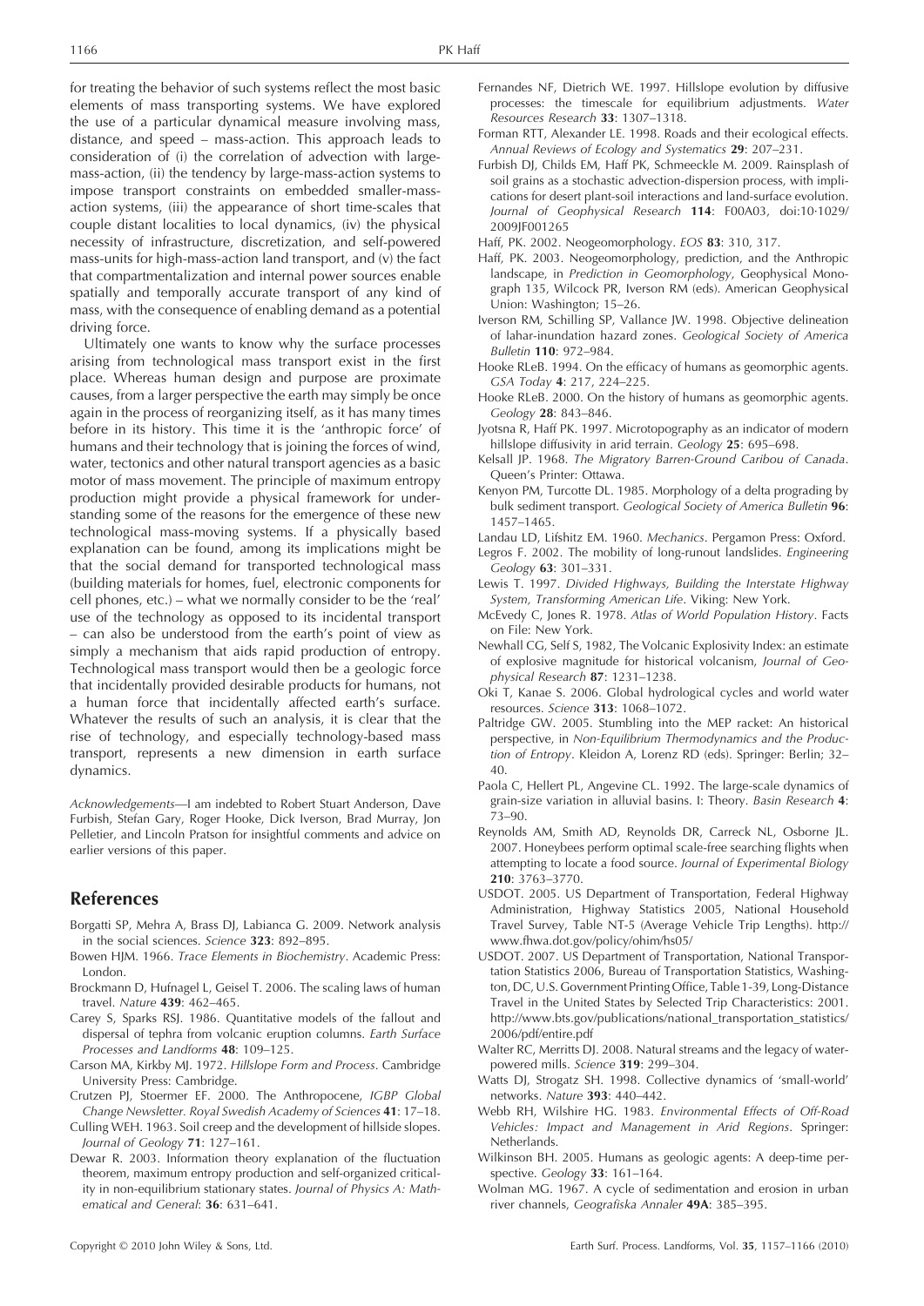for treating the behavior of such systems reflect the most basic elements of mass transporting systems. We have explored the use of a particular dynamical measure involving mass, distance, and speed – mass-action. This approach leads to consideration of (i) the correlation of advection with large-mass-action, (ii) the tendency by large-mass-action systems to impose transport constraints on embedded smaller-mass-action systems, (iii) the appearance of short time-scales that couple distant localities to local dynamics, (iv) the physical necessity of infrastructure, discretization, and self-powered mass-units for high-mass-action land transport, and (v) the fact that compartmentalization and internal power sources enable spatially and temporally accurate transport of any kind of mass, with the consequence of enabling demand as a potential driving force.

Ultimately one wants to know why the surface processes arising from technological mass transport exist in the first place. Whereas human design and purpose are proximate causes, from a larger perspective the earth may simply be once again in the process of reorganizing itself, as it has many times before in its history. This time it is the 'anthropic force' of humans and their technology that is joining the forces of wind, water, tectonics and other natural transport agencies as a basic motor of mass movement. The principle of maximum entropy production might provide a physical framework for understanding some of the reasons for the emergence of these new technological mass-moving systems. If a physically based explanation can be found, among its implications might be that the social demand for transported technological mass (building materials for homes, fuel, electronic components for cell phones, etc.) – what we normally consider to be the 'real' use of the technology as opposed to its incidental transport – can also be understood from the earth's point of view as simply a mechanism that aids rapid production of entropy. Technological mass transport would then be a geologic force that incidentally provided desirable products for humans, not a human force that incidentally affected earth's surface. Whatever the results of such an analysis, it is clear that the rise of technology, and especially technology-based mass transport, represents a new dimension in earth surface dynamics.

*Acknowledgements*—I am indebted to Robert Stuart Anderson, Dave Furbish, Stefan Gary, Roger Hooke, Dick Iverson, Brad Murray, Jon Pelletier, and Lincoln Pratson for insightful comments and advice on earlier versions of this paper.

## References

Borgatti SP, Mehra A, Brass DJ, Labianca G. 2009. Network analysis in the social sciences. *Science* **323**: 892–895.

Bowen HJM. 1966. *Trace Elements in Biochemistry*. Academic Press: London.

Brockmann D, Hufnagel L, Geisel T. 2006. The scaling laws of human travel. *Nature* **439**: 462–465.

Carey S, Sparks RSJ. 1986. Quantitative models of the fallout and dispersal of tephra from volcanic eruption columns. *Earth Surface Processes and Landforms* **48**: 109–125.

Carson MA, Kirkby MJ. 1972. *Hillslope Form and Process*. Cambridge University Press: Cambridge.

Crutzen PJ, Stoermer EF. 2000. The Anthropocene, *IGBP Global Change Newsletter. Royal Swedish Academy of Sciences* **41**: 17–18.

Culling WEH. 1963. Soil creep and the development of hillside slopes. *Journal of Geology* **71**: 127–161.

Dewar R. 2003. Information theory explanation of the fluctuation theorem, maximum entropy production and self-organized criticality in non-equilibrium stationary states. *Journal of Physics A: Mathematical and General*: **36**: 631–641.

Fernandes NF, Dietrich WE. 1997. Hillslope evolution by diffusive processes: the timescale for equilibrium adjustments. *Water Resources Research* **33**: 1307–1318.

Forman RTT, Alexander LE. 1998. Roads and their ecological effects. *Annual Reviews of Ecology and Systematics* **29**: 207–231.

Furbish DJ, Childs EM, Haff PK, Schmeeckle M. 2009. Rainsplash of soil grains as a stochastic advection-dispersion process, with implications for desert plant-soil interactions and land-surface evolution. *Journal of Geophysical Research* **114**: F00A03, doi:10·1029/2009JF001265

Haff, PK. 2002. Neogeomorphology. *EOS* **83**: 310, 317.

Haff, PK. 2003. Neogeomorphology, prediction, and the Anthropic landscape, in *Prediction in Geomorphology*, Geophysical Monograph 135, Wilcock PR, Iverson RM (eds). American Geophysical Union: Washington; 15–26.

Iverson RM, Schilling SP, Vallance JW. 1998. Objective delineation of lahar-inundation hazard zones. *Geological Society of America Bulletin* **110**: 972–984.

Hooke RLeB. 1994. On the efficacy of humans as geomorphic agents. *GSA Today* **4**: 217, 224–225.

Hooke RLeB. 2000. On the history of humans as geomorphic agents. *Geology* **28**: 843–846.

Jyotsna R, Haff PK. 1997. Microtopography as an indicator of modern hillslope diffusivity in arid terrain. *Geology* **25**: 695–698.

Kelsall JP. 1968. *The Migratory Barren-Ground Caribou of Canada*. Queen's Printer: Ottawa.

Kenyon PM, Turcotte DL. 1985. Morphology of a delta prograding by bulk sediment transport. *Geological Society of America Bulletin* **96**: 1457–1465.

Landau LD, Lifshitz EM. 1960. *Mechanics*. Pergamon Press: Oxford.

Legros F. 2002. The mobility of long-runout landslides. *Engineering Geology* **63**: 301–331.

Lewis T. 1997. *Divided Highways, Building the Interstate Highway System, Transforming American Life*. Viking: New York.

McEvedy C, Jones R. 1978. *Atlas of World Population History*. Facts on File: New York.

Newhall CG, Self S, 1982, The Volcanic Explosivity Index: an estimate of explosive magnitude for historical volcanism, *Journal of Geophysical Research* **87**: 1231–1238.

Oki T, Kanae S. 2006. Global hydrological cycles and world water resources. *Science* **313**: 1068–1072.

Paltridge GW. 2005. Stumbling into the MEP racket: An historical perspective, in *Non-Equilibrium Thermodynamics and the Production of Entropy*. Kleidon A, Lorenz RD (eds). Springer: Berlin; 32–40.

Paola C, Hellert PL, Angevine CL. 1992. The large-scale dynamics of grain-size variation in alluvial basins. I: Theory. *Basin Research* **4**: 73–90.

Reynolds AM, Smith AD, Reynolds DR, Carreck NL, Osborne JL. 2007. Honeybees perform optimal scale-free searching flights when attempting to locate a food source. *Journal of Experimental Biology* **210**: 3763–3770.

USDOT. 2005. US Department of Transportation, Federal Highway Administration, Highway Statistics 2005, National Household Travel Survey, Table NT-5 (Average Vehicle Trip Lengths). http://www.fhwa.dot.gov/policy/ohim/hs05/

USDOT. 2007. US Department of Transportation, National Transportation Statistics 2006, Bureau of Transportation Statistics, Washington, DC, U.S. Government Printing Office, Table 1-39, Long-Distance Travel in the United States by Selected Trip Characteristics: 2001. http://www.bts.gov/publications/national_transportation_statistics/2006/pdf/entire.pdf

Walter RC, Merritts DJ. 2008. Natural streams and the legacy of water-powered mills. *Science* **319**: 299–304.

Watts DJ, Strogatz SH. 1998. Collective dynamics of 'small-world' networks. *Nature* **393**: 440–442.

Webb RH, Wilshire HG. 1983. *Environmental Effects of Off-Road Vehicles: Impact and Management in Arid Regions*. Springer: Netherlands.

Wilkinson BH. 2005. Humans as geologic agents: A deep-time perspective. *Geology* **33**: 161–164.

Wolman MG. 1967. A cycle of sedimentation and erosion in urban river channels, *Geografiska Annaler* **49A**: 385–395.